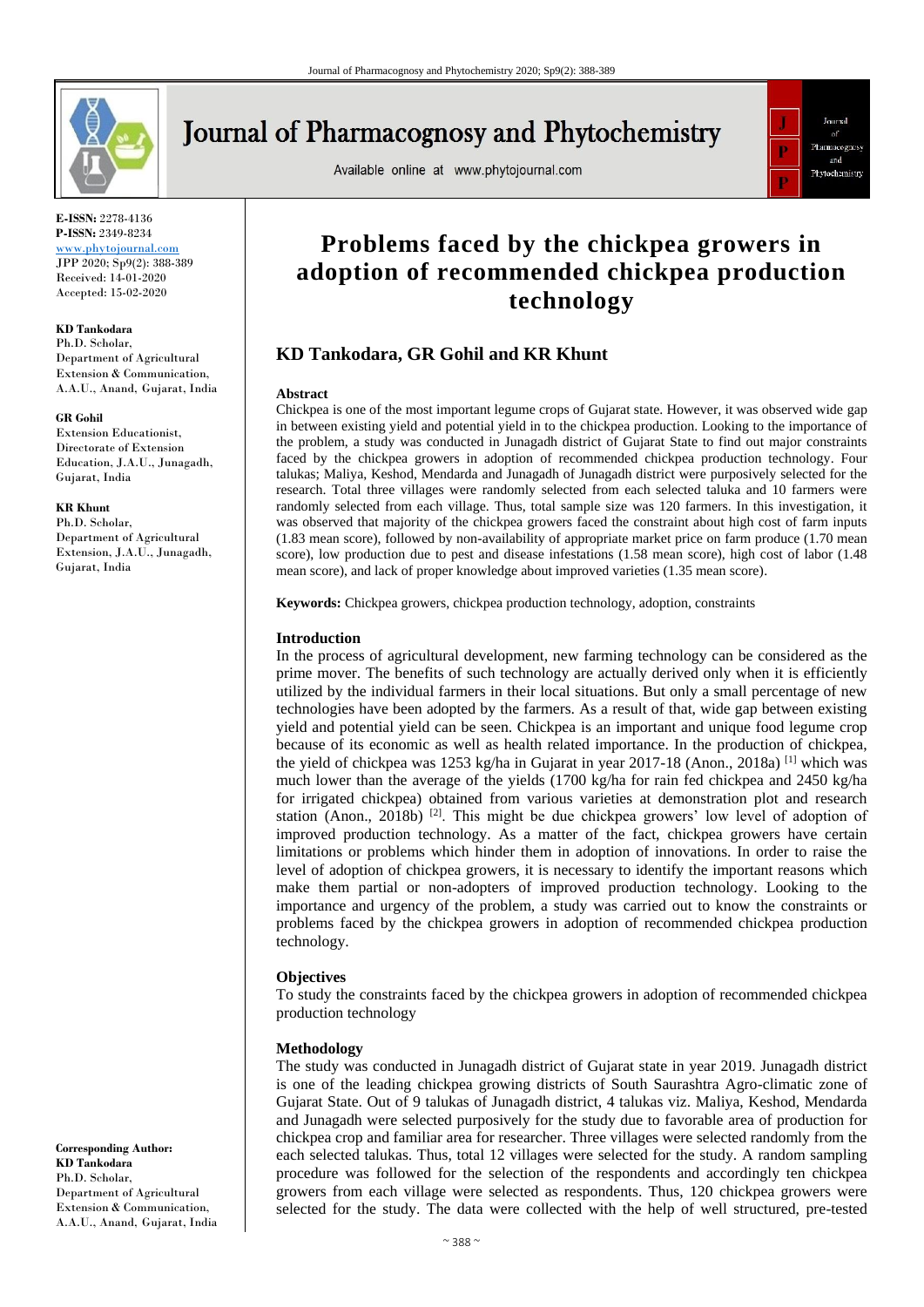E-ISSN: 2278-4136
P-ISSN: 2349-8234
www.phytojournal.com
JPP 2020; Sp9(2): 388-389
Received: 14-01-2020
Accepted: 15-02-2020

**KD Tankodara**
Ph.D. Scholar,
Department of Agricultural Extension & Communication, A.A.U., Anand, Gujarat, India

**GR Gohil**
Extension Educationist, Directorate of Extension Education, J.A.U., Junagadh, Gujarat, India

**KR Khunt**
Ph.D. Scholar,
Department of Agricultural Extension, J.A.U., Junagadh, Gujarat, India

**Corresponding Author:**
**KD Tankodara**
Ph.D. Scholar,
Department of Agricultural Extension & Communication, A.A.U., Anand, Gujarat, India

# Problems faced by the chickpea growers in adoption of recommended chickpea production technology

## KD Tankodara, GR Gohil and KR Khunt

### Abstract

Chickpea is one of the most important legume crops of Gujarat state. However, it was observed wide gap in between existing yield and potential yield in to the chickpea production. Looking to the importance of the problem, a study was conducted in Junagadh district of Gujarat State to find out major constraints faced by the chickpea growers in adoption of recommended chickpea production technology. Four talukas; Maliya, Keshod, Mendarda and Junagadh of Junagadh district were purposively selected for the research. Total three villages were randomly selected from each selected taluka and 10 farmers were randomly selected from each village. Thus, total sample size was 120 farmers. In this investigation, it was observed that majority of the chickpea growers faced the constraint about high cost of farm inputs (1.83 mean score), followed by non-availability of appropriate market price on farm produce (1.70 mean score), low production due to pest and disease infestations (1.58 mean score), high cost of labor (1.48 mean score), and lack of proper knowledge about improved varieties (1.35 mean score).

**Keywords:** Chickpea growers, chickpea production technology, adoption, constraints

### Introduction

In the process of agricultural development, new farming technology can be considered as the prime mover. The benefits of such technology are actually derived only when it is efficiently utilized by the individual farmers in their local situations. But only a small percentage of new technologies have been adopted by the farmers. As a result of that, wide gap between existing yield and potential yield can be seen. Chickpea is an important and unique food legume crop because of its economic as well as health related importance. In the production of chickpea, the yield of chickpea was 1253 kg/ha in Gujarat in year 2017-18 (Anon., 2018a) [1] which was much lower than the average of the yields (1700 kg/ha for rain fed chickpea and 2450 kg/ha for irrigated chickpea) obtained from various varieties at demonstration plot and research station (Anon., 2018b) [2]. This might be due chickpea growers' low level of adoption of improved production technology. As a matter of the fact, chickpea growers have certain limitations or problems which hinder them in adoption of innovations. In order to raise the level of adoption of chickpea growers, it is necessary to identify the important reasons which make them partial or non-adopters of improved production technology. Looking to the importance and urgency of the problem, a study was carried out to know the constraints or problems faced by the chickpea growers in adoption of recommended chickpea production technology.

### Objectives

To study the constraints faced by the chickpea growers in adoption of recommended chickpea production technology

### Methodology

The study was conducted in Junagadh district of Gujarat state in year 2019. Junagadh district is one of the leading chickpea growing districts of South Saurashtra Agro-climatic zone of Gujarat State. Out of 9 talukas of Junagadh district, 4 talukas viz. Maliya, Keshod, Mendarda and Junagadh were selected purposively for the study due to favorable area of production for chickpea crop and familiar area for researcher. Three villages were selected randomly from the each selected talukas. Thus, total 12 villages were selected for the study. A random sampling procedure was followed for the selection of the respondents and accordingly ten chickpea growers from each village were selected as respondents. Thus, 120 chickpea growers were selected for the study. The data were collected with the help of well structured, pre-tested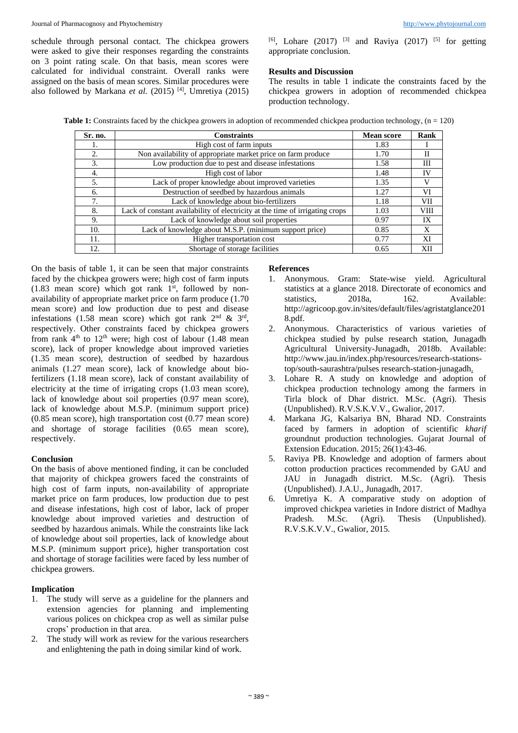schedule through personal contact. The chickpea growers were asked to give their responses regarding the constraints on 3 point rating scale. On that basis, mean scores were calculated for individual constraint. Overall ranks were assigned on the basis of mean scores. Similar procedures were also followed by Markana *et al.* (2015) [4], Umretiya (2015) [6], Lohare (2017) [3] and Raviya (2017) [5] for getting appropriate conclusion.

## Results and Discussion

The results in table 1 indicate the constraints faced by the chickpea growers in adoption of recommended chickpea production technology.

**Table 1:** Constraints faced by the chickpea growers in adoption of recommended chickpea production technology, (n = 120)

| Sr. no. | Constraints | Mean score | Rank |
|---|---|---|---|
| 1. | High cost of farm inputs | 1.83 | I |
| 2. | Non availability of appropriate market price on farm produce | 1.70 | II |
| 3. | Low production due to pest and disease infestations | 1.58 | III |
| 4. | High cost of labor | 1.48 | IV |
| 5. | Lack of proper knowledge about improved varieties | 1.35 | V |
| 6. | Destruction of seedbed by hazardous animals | 1.27 | VI |
| 7. | Lack of knowledge about bio-fertilizers | 1.18 | VII |
| 8. | Lack of constant availability of electricity at the time of irrigating crops | 1.03 | VIII |
| 9. | Lack of knowledge about soil properties | 0.97 | IX |
| 10. | Lack of knowledge about M.S.P. (minimum support price) | 0.85 | X |
| 11. | Higher transportation cost | 0.77 | XI |
| 12. | Shortage of storage facilities | 0.65 | XII |

On the basis of table 1, it can be seen that major constraints faced by the chickpea growers were; high cost of farm inputs (1.83 mean score) which got rank 1st, followed by non-availability of appropriate market price on farm produce (1.70 mean score) and low production due to pest and disease infestations (1.58 mean score) which got rank 2nd & 3rd, respectively. Other constraints faced by chickpea growers from rank 4th to 12th were; high cost of labour (1.48 mean score), lack of proper knowledge about improved varieties (1.35 mean score), destruction of seedbed by hazardous animals (1.27 mean score), lack of knowledge about bio-fertilizers (1.18 mean score), lack of constant availability of electricity at the time of irrigating crops (1.03 mean score), lack of knowledge about soil properties (0.97 mean score), lack of knowledge about M.S.P. (minimum support price) (0.85 mean score), high transportation cost (0.77 mean score) and shortage of storage facilities (0.65 mean score), respectively.

## Conclusion

On the basis of above mentioned finding, it can be concluded that majority of chickpea growers faced the constraints of high cost of farm inputs, non-availability of appropriate market price on farm produces, low production due to pest and disease infestations, high cost of labor, lack of proper knowledge about improved varieties and destruction of seedbed by hazardous animals. While the constraints like lack of knowledge about soil properties, lack of knowledge about M.S.P. (minimum support price), higher transportation cost and shortage of storage facilities were faced by less number of chickpea growers.

## Implication

1. The study will serve as a guideline for the planners and extension agencies for planning and implementing various polices on chickpea crop as well as similar pulse crops' production in that area.
2. The study will work as review for the various researchers and enlightening the path in doing similar kind of work.

## References

1. Anonymous. Gram: State-wise yield. Agricultural statistics at a glance 2018. Directorate of economics and statistics, 2018a, 162. Available: http://agricoop.gov.in/sites/default/files/agristatglance2018.pdf.
2. Anonymous. Characteristics of various varieties of chickpea studied by pulse research station, Junagadh Agricultural University-Junagadh, 2018b. Available: http://www.jau.in/index.php/resources/research-stations-top/south-saurashtra/pulses research-station-junagadh.
3. Lohare R. A study on knowledge and adoption of chickpea production technology among the farmers in Tirla block of Dhar district. M.Sc. (Agri). Thesis (Unpublished). R.V.S.K.V.V., Gwalior, 2017.
4. Markana JG, Kalsariya BN, Bharad ND. Constraints faced by farmers in adoption of scientific *kharif* groundnut production technologies. Gujarat Journal of Extension Education. 2015; 26(1):43-46.
5. Raviya PB. Knowledge and adoption of farmers about cotton production practices recommended by GAU and JAU in Junagadh district. M.Sc. (Agri). Thesis (Unpublished). J.A.U., Junagadh, 2017.
6. Umretiya K. A comparative study on adoption of improved chickpea varieties in Indore district of Madhya Pradesh. M.Sc. (Agri). Thesis (Unpublished). R.V.S.K.V.V., Gwalior, 2015.